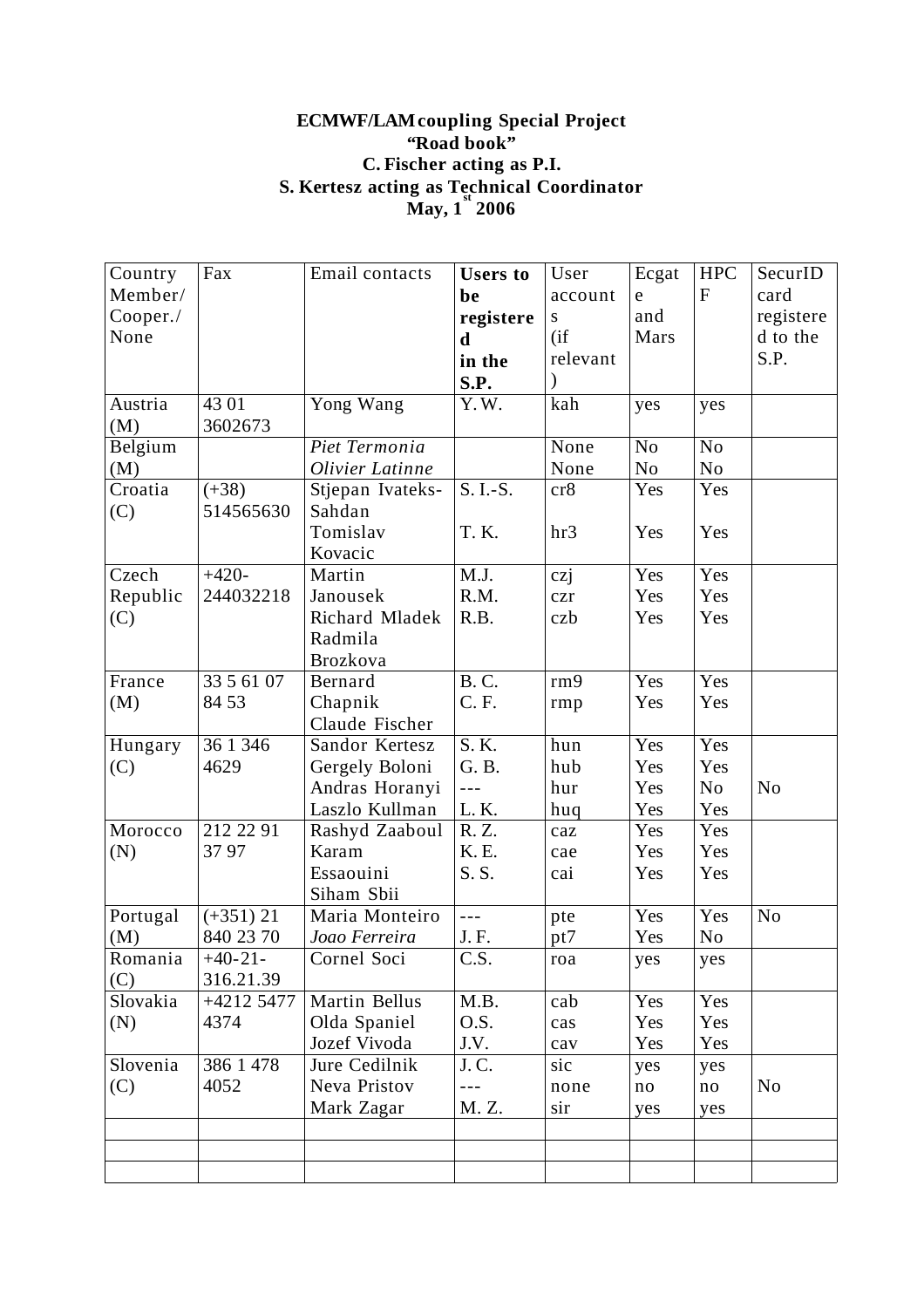**ECMWF/LAM coupling Special Project**
**"Road book"**
**C. Fischer acting as P.I.**
**S. Kertesz acting as Technical Coordinator**
**May, 1st 2006**

| Country Member/ Cooper./ None | Fax | Email contacts | **Users to be registered in the S.P.** | User accounts (if relevant) | Ecgate and Mars | HPCF | SecurID card registered to the S.P. |
|---|---|---|---|---|---|---|---|
| Austria (M) | 43 01 3602673 | Yong Wang | Y.W. | kah | yes | yes | |
| Belgium (M) | | *Piet Termonia*<br>*Olivier Latinne* | | None<br>None | No<br>No | No<br>No | |
| Croatia (C) | (+38) 514565630 | Stjepan Ivateks-Sahdan<br>Tomislav Kovacic | S. I.-S.<br>T. K. | cr8<br>hr3 | Yes<br>Yes | Yes<br>Yes | |
| Czech Republic (C) | +420-244032218 | Martin Janousek<br>Richard Mladek<br>Radmila Brozkova | M.J.<br>R.M.<br>R.B. | czj<br>czr<br>czb | Yes<br>Yes<br>Yes | Yes<br>Yes<br>Yes | |
| France (M) | 33 5 61 07 84 53 | Bernard Chapnik<br>Claude Fischer | B. C.<br>C. F. | rm9<br>rmp | Yes<br>Yes | Yes<br>Yes | |
| Hungary (C) | 36 1 346 4629 | Sandor Kertesz<br>Gergely Boloni<br>Andras Horanyi<br>Laszlo Kullman | S. K.<br>G. B.<br>---<br>L. K. | hun<br>hub<br>hur<br>huq | Yes<br>Yes<br>Yes<br>Yes | Yes<br>Yes<br>No<br>Yes | <br><br>No |
| Morocco (N) | 212 22 91 37 97 | Rashyd Zaaboul<br>Karam Essaouini<br>Siham Sbii | R. Z.<br>K. E.<br>S. S. | caz<br>cae<br>cai | Yes<br>Yes<br>Yes | Yes<br>Yes<br>Yes | |
| Portugal (M) | (+351) 21 840 23 70 | Maria Monteiro<br>*Joao Ferreira* | ---<br>J. F. | pte<br>pt7 | Yes<br>Yes | Yes<br>No | No |
| Romania (C) | +40-21-316.21.39 | Cornel Soci | C.S. | roa | yes | yes | |
| Slovakia (N) | +4212 5477 4374 | Martin Bellus<br>Olda Spaniel<br>Jozef Vivoda | M.B.<br>O.S.<br>J.V. | cab<br>cas<br>cav | Yes<br>Yes<br>Yes | Yes<br>Yes<br>Yes | |
| Slovenia (C) | 386 1 478 4052 | Jure Cedilnik<br>Neva Pristov<br>Mark Zagar | J. C.<br>---<br>M. Z. | sic<br>none<br>sir | yes<br>no<br>yes | yes<br>no<br>yes | <br>No |
| | | | | | | | |
| | | | | | | | |
| | | | | | | | |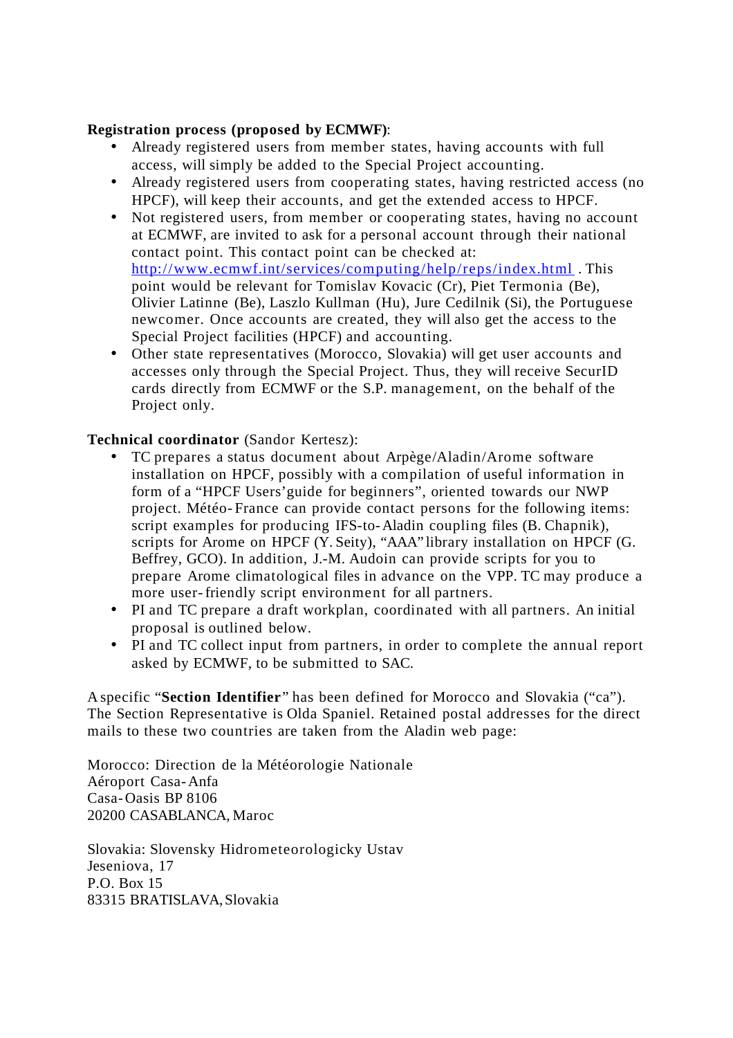**Registration process (proposed by ECMWF)**:

- Already registered users from member states, having accounts with full access, will simply be added to the Special Project accounting.
- Already registered users from cooperating states, having restricted access (no HPCF), will keep their accounts, and get the extended access to HPCF.
- Not registered users, from member or cooperating states, having no account at ECMWF, are invited to ask for a personal account through their national contact point. This contact point can be checked at: http://www.ecmwf.int/services/computing/help/reps/index.html . This point would be relevant for Tomislav Kovacic (Cr), Piet Termonia (Be), Olivier Latinne (Be), Laszlo Kullman (Hu), Jure Cedilnik (Si), the Portuguese newcomer. Once accounts are created, they will also get the access to the Special Project facilities (HPCF) and accounting.
- Other state representatives (Morocco, Slovakia) will get user accounts and accesses only through the Special Project. Thus, they will receive SecurID cards directly from ECMWF or the S.P. management, on the behalf of the Project only.

**Technical coordinator** (Sandor Kertesz):

- TC prepares a status document about Arpège/Aladin/Arome software installation on HPCF, possibly with a compilation of useful information in form of a "HPCF Users'guide for beginners", oriented towards our NWP project. Météo-France can provide contact persons for the following items: script examples for producing IFS-to-Aladin coupling files (B. Chapnik), scripts for Arome on HPCF (Y. Seity), "AAA" library installation on HPCF (G. Beffrey, GCO). In addition, J.-M. Audoin can provide scripts for you to prepare Arome climatological files in advance on the VPP. TC may produce a more user-friendly script environment for all partners.
- PI and TC prepare a draft workplan, coordinated with all partners. An initial proposal is outlined below.
- PI and TC collect input from partners, in order to complete the annual report asked by ECMWF, to be submitted to SAC.

A specific "**Section Identifier**" has been defined for Morocco and Slovakia ("ca"). The Section Representative is Olda Spaniel. Retained postal addresses for the direct mails to these two countries are taken from the Aladin web page:

Morocco: Direction de la Météorologie Nationale
Aéroport Casa-Anfa
Casa-Oasis BP 8106
20200 CASABLANCA, Maroc

Slovakia: Slovensky Hidrometeorologicky Ustav
Jeseniova, 17
P.O. Box 15
83315 BRATISLAVA, Slovakia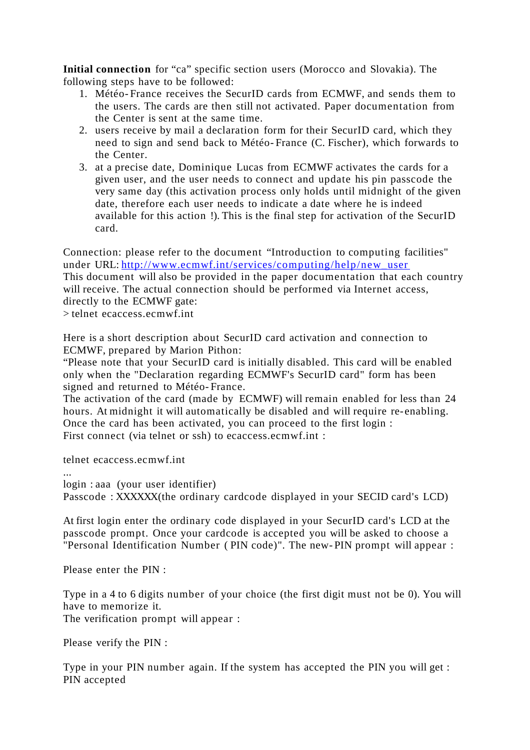**Initial connection** for “ca” specific section users (Morocco and Slovakia). The following steps have to be followed:

1. Météo-France receives the SecurID cards from ECMWF, and sends them to the users. The cards are then still not activated. Paper documentation from the Center is sent at the same time.
2. users receive by mail a declaration form for their SecurID card, which they need to sign and send back to Météo-France (C. Fischer), which forwards to the Center.
3. at a precise date, Dominique Lucas from ECMWF activates the cards for a given user, and the user needs to connect and update his pin passcode the very same day (this activation process only holds until midnight of the given date, therefore each user needs to indicate a date where he is indeed available for this action !). This is the final step for activation of the SecurID card.

Connection: please refer to the document “Introduction to computing facilities" under URL: http://www.ecmwf.int/services/computing/help/new_user
This document will also be provided in the paper documentation that each country will receive. The actual connection should be performed via Internet access, directly to the ECMWF gate:
> telnet ecaccess.ecmwf.int

Here is a short description about SecurID card activation and connection to ECMWF, prepared by Marion Pithon:
“Please note that your SecurID card is initially disabled. This card will be enabled only when the "Declaration regarding ECMWF's SecurID card" form has been signed and returned to Météo-France.
The activation of the card (made by ECMWF) will remain enabled for less than 24 hours. At midnight it will automatically be disabled and will require re-enabling.
Once the card has been activated, you can proceed to the first login :
First connect (via telnet or ssh) to ecaccess.ecmwf.int :

```
telnet ecaccess.ecmwf.int
...
login : aaa  (your user identifier)
Passcode : XXXXXX(the ordinary cardcode displayed in your SECID card's LCD)
```

At first login enter the ordinary code displayed in your SecurID card's LCD at the passcode prompt. Once your cardcode is accepted you will be asked to choose a "Personal Identification Number ( PIN code)". The new-PIN prompt will appear :

Please enter the PIN :

Type in a 4 to 6 digits number of your choice (the first digit must not be 0). You will have to memorize it.
The verification prompt will appear :

Please verify the PIN :

Type in your PIN number again. If the system has accepted the PIN you will get :
PIN accepted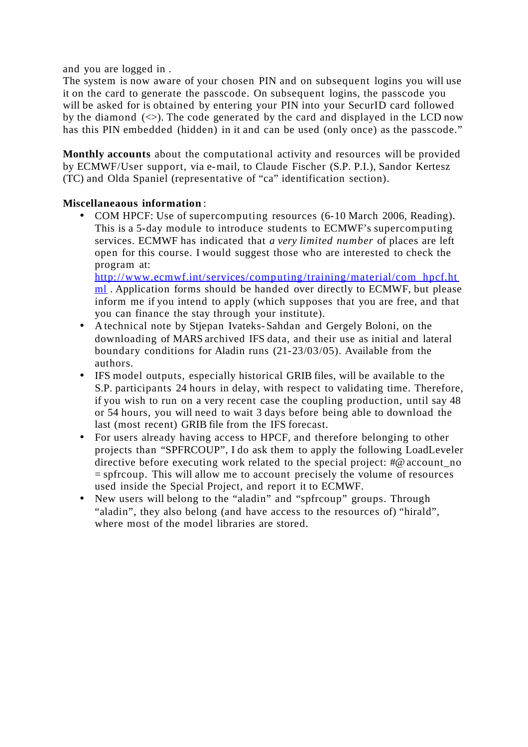and you are logged in .
The system is now aware of your chosen PIN and on subsequent logins you will use it on the card to generate the passcode. On subsequent logins, the passcode you will be asked for is obtained by entering your PIN into your SecurID card followed by the diamond (<>). The code generated by the card and displayed in the LCD now has this PIN embedded (hidden) in it and can be used (only once) as the passcode."

**Monthly accounts** about the computational activity and resources will be provided by ECMWF/User support, via e-mail, to Claude Fischer (S.P. P.I.), Sandor Kertesz (TC) and Olda Spaniel (representative of "ca" identification section).

**Miscellaneaous information**:

- COM HPCF: Use of supercomputing resources (6-10 March 2006, Reading). This is a 5-day module to introduce students to ECMWF's supercomputing services. ECMWF has indicated that *a very limited number* of places are left open for this course. I would suggest those who are interested to check the program at: http://www.ecmwf.int/services/computing/training/material/com_hpcf.html . Application forms should be handed over directly to ECMWF, but please inform me if you intend to apply (which supposes that you are free, and that you can finance the stay through your institute).
- A technical note by Stjepan Ivateks-Sahdan and Gergely Boloni, on the downloading of MARS archived IFS data, and their use as initial and lateral boundary conditions for Aladin runs (21-23/03/05). Available from the authors.
- IFS model outputs, especially historical GRIB files, will be available to the S.P. participants 24 hours in delay, with respect to validating time. Therefore, if you wish to run on a very recent case the coupling production, until say 48 or 54 hours, you will need to wait 3 days before being able to download the last (most recent) GRIB file from the IFS forecast.
- For users already having access to HPCF, and therefore belonging to other projects than "SPFRCOUP", I do ask them to apply the following LoadLeveler directive before executing work related to the special project: #@ account_no = spfrcoup. This will allow me to account precisely the volume of resources used inside the Special Project, and report it to ECMWF.
- New users will belong to the "aladin" and "spfrcoup" groups. Through "aladin", they also belong (and have access to the resources of) "hirald", where most of the model libraries are stored.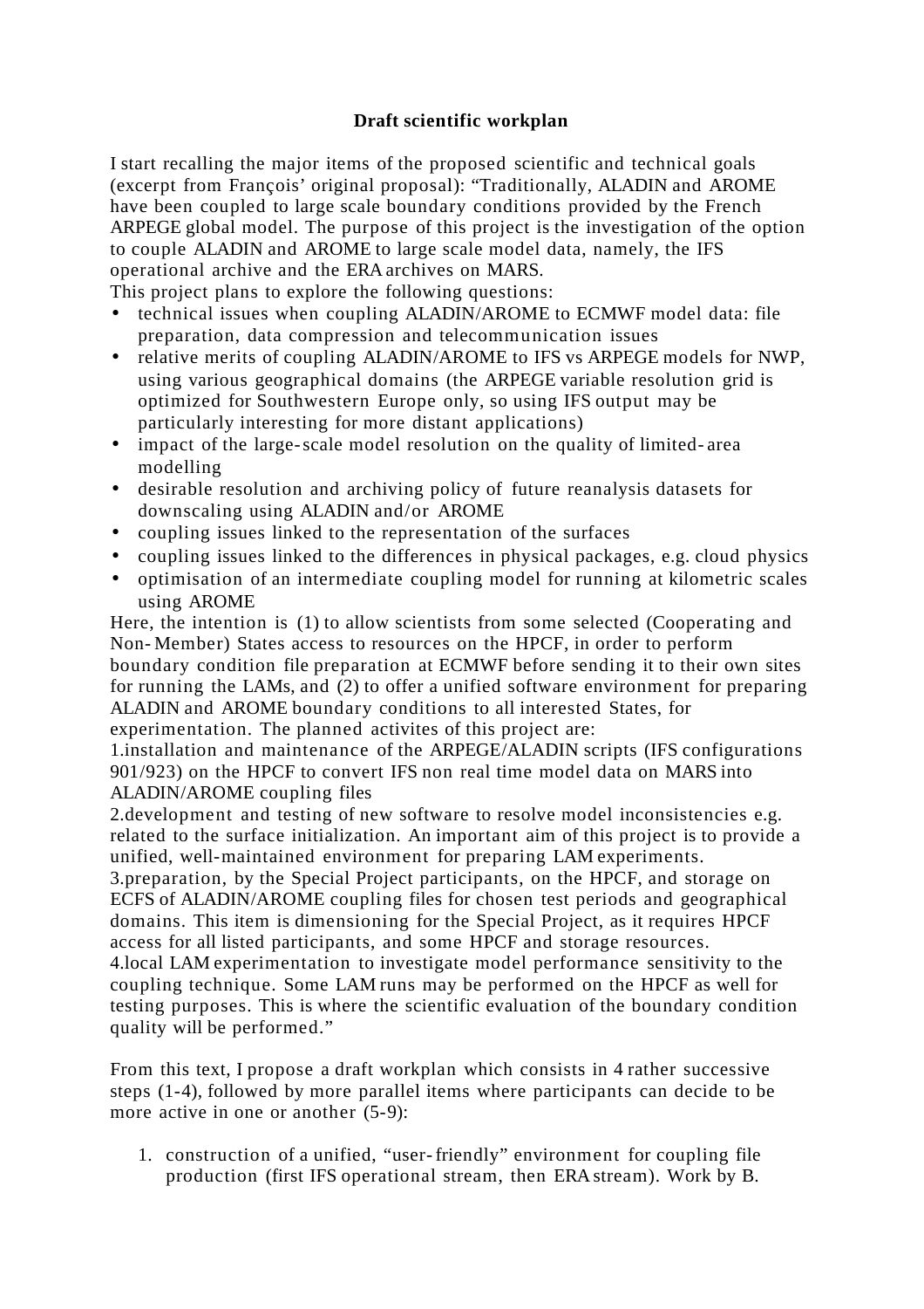**Draft scientific workplan**

I start recalling the major items of the proposed scientific and technical goals (excerpt from François' original proposal): "Traditionally, ALADIN and AROME have been coupled to large scale boundary conditions provided by the French ARPEGE global model. The purpose of this project is the investigation of the option to couple ALADIN and AROME to large scale model data, namely, the IFS operational archive and the ERA archives on MARS.

This project plans to explore the following questions:

- technical issues when coupling ALADIN/AROME to ECMWF model data: file preparation, data compression and telecommunication issues
- relative merits of coupling ALADIN/AROME to IFS vs ARPEGE models for NWP, using various geographical domains (the ARPEGE variable resolution grid is optimized for Southwestern Europe only, so using IFS output may be particularly interesting for more distant applications)
- impact of the large-scale model resolution on the quality of limited-area modelling
- desirable resolution and archiving policy of future reanalysis datasets for downscaling using ALADIN and/or AROME
- coupling issues linked to the representation of the surfaces
- coupling issues linked to the differences in physical packages, e.g. cloud physics
- optimisation of an intermediate coupling model for running at kilometric scales using AROME

Here, the intention is (1) to allow scientists from some selected (Cooperating and Non-Member) States access to resources on the HPCF, in order to perform boundary condition file preparation at ECMWF before sending it to their own sites for running the LAMs, and (2) to offer a unified software environment for preparing ALADIN and AROME boundary conditions to all interested States, for experimentation. The planned activites of this project are:

1.installation and maintenance of the ARPEGE/ALADIN scripts (IFS configurations 901/923) on the HPCF to convert IFS non real time model data on MARS into ALADIN/AROME coupling files

2.development and testing of new software to resolve model inconsistencies e.g. related to the surface initialization. An important aim of this project is to provide a unified, well-maintained environment for preparing LAM experiments.

3.preparation, by the Special Project participants, on the HPCF, and storage on ECFS of ALADIN/AROME coupling files for chosen test periods and geographical domains. This item is dimensioning for the Special Project, as it requires HPCF access for all listed participants, and some HPCF and storage resources.

4.local LAM experimentation to investigate model performance sensitivity to the coupling technique. Some LAM runs may be performed on the HPCF as well for testing purposes. This is where the scientific evaluation of the boundary condition quality will be performed."

From this text, I propose a draft workplan which consists in 4 rather successive steps (1-4), followed by more parallel items where participants can decide to be more active in one or another (5-9):

1. construction of a unified, "user-friendly" environment for coupling file production (first IFS operational stream, then ERA stream). Work by B.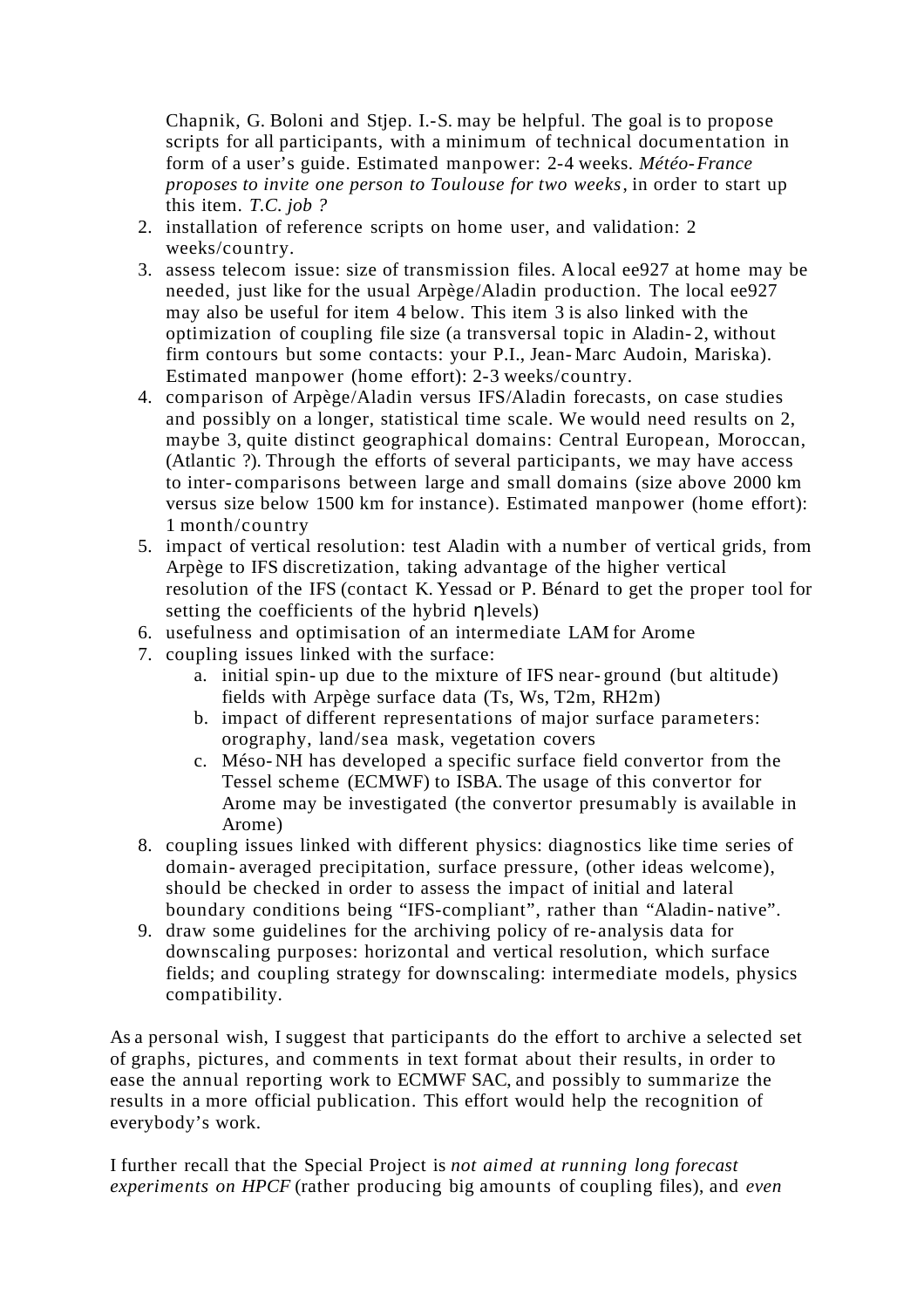Chapnik, G. Boloni and Stjep. I.-S. may be helpful. The goal is to propose scripts for all participants, with a minimum of technical documentation in form of a user's guide. Estimated manpower: 2-4 weeks. *Météo-France proposes to invite one person to Toulouse for two weeks*, in order to start up this item. *T.C. job ?*

2. installation of reference scripts on home user, and validation: 2 weeks/country.
3. assess telecom issue: size of transmission files. A local ee927 at home may be needed, just like for the usual Arpège/Aladin production. The local ee927 may also be useful for item 4 below. This item 3 is also linked with the optimization of coupling file size (a transversal topic in Aladin-2, without firm contours but some contacts: your P.I., Jean-Marc Audoin, Mariska). Estimated manpower (home effort): 2-3 weeks/country.
4. comparison of Arpège/Aladin versus IFS/Aladin forecasts, on case studies and possibly on a longer, statistical time scale. We would need results on 2, maybe 3, quite distinct geographical domains: Central European, Moroccan, (Atlantic ?). Through the efforts of several participants, we may have access to inter-comparisons between large and small domains (size above 2000 km versus size below 1500 km for instance). Estimated manpower (home effort): 1 month/country
5. impact of vertical resolution: test Aladin with a number of vertical grids, from Arpège to IFS discretization, taking advantage of the higher vertical resolution of the IFS (contact K. Yessad or P. Bénard to get the proper tool for setting the coefficients of the hybrid $\eta$ levels)
6. usefulness and optimisation of an intermediate LAM for Arome
7. coupling issues linked with the surface:
   a. initial spin-up due to the mixture of IFS near-ground (but altitude) fields with Arpège surface data (Ts, Ws, T2m, RH2m)
   b. impact of different representations of major surface parameters: orography, land/sea mask, vegetation covers
   c. Méso-NH has developed a specific surface field convertor from the Tessel scheme (ECMWF) to ISBA. The usage of this convertor for Arome may be investigated (the convertor presumably is available in Arome)
8. coupling issues linked with different physics: diagnostics like time series of domain-averaged precipitation, surface pressure, (other ideas welcome), should be checked in order to assess the impact of initial and lateral boundary conditions being "IFS-compliant", rather than "Aladin-native".
9. draw some guidelines for the archiving policy of re-analysis data for downscaling purposes: horizontal and vertical resolution, which surface fields; and coupling strategy for downscaling: intermediate models, physics compatibility.

As a personal wish, I suggest that participants do the effort to archive a selected set of graphs, pictures, and comments in text format about their results, in order to ease the annual reporting work to ECMWF SAC, and possibly to summarize the results in a more official publication. This effort would help the recognition of everybody's work.

I further recall that the Special Project is *not aimed at running long forecast experiments on HPCF* (rather producing big amounts of coupling files), and *even*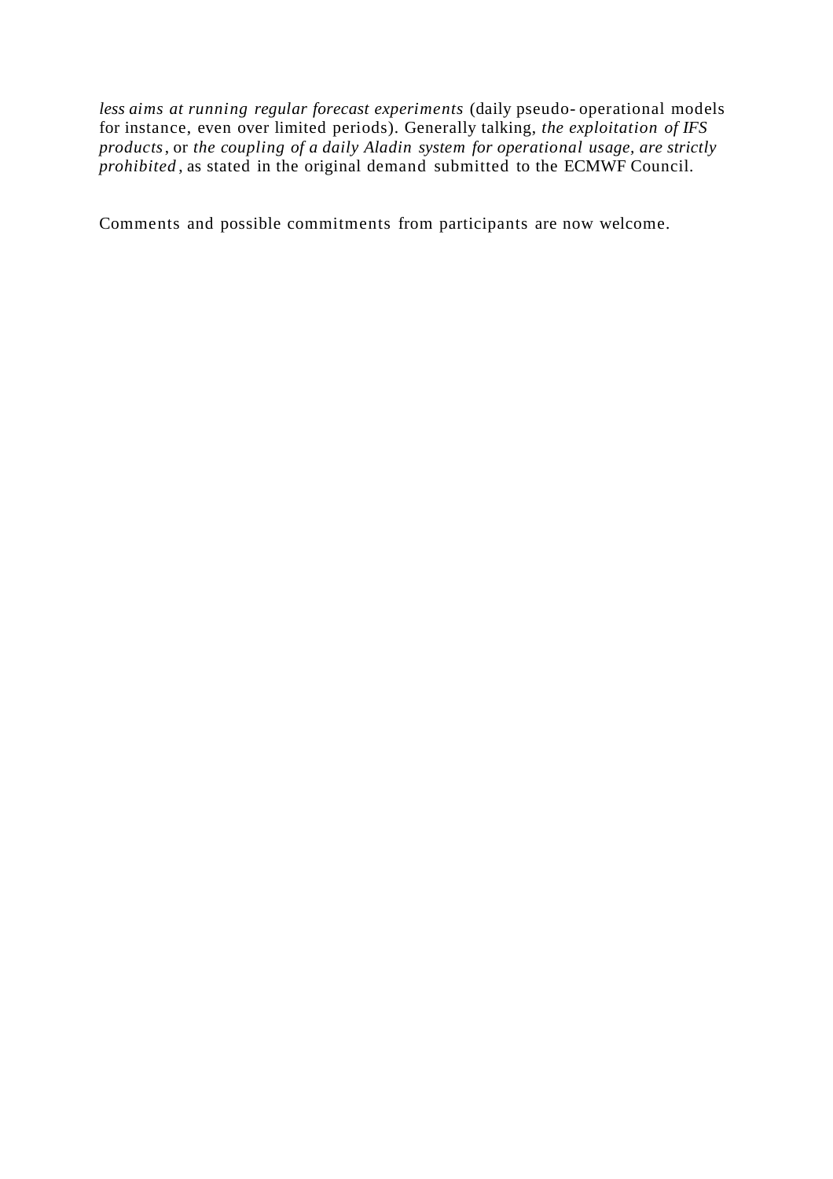*less aims at running regular forecast experiments* (daily pseudo- operational models for instance, even over limited periods). Generally talking, *the exploitation of IFS products*, or *the coupling of a daily Aladin system for operational usage, are strictly prohibited*, as stated in the original demand submitted to the ECMWF Council.

Comments and possible commitments from participants are now welcome.